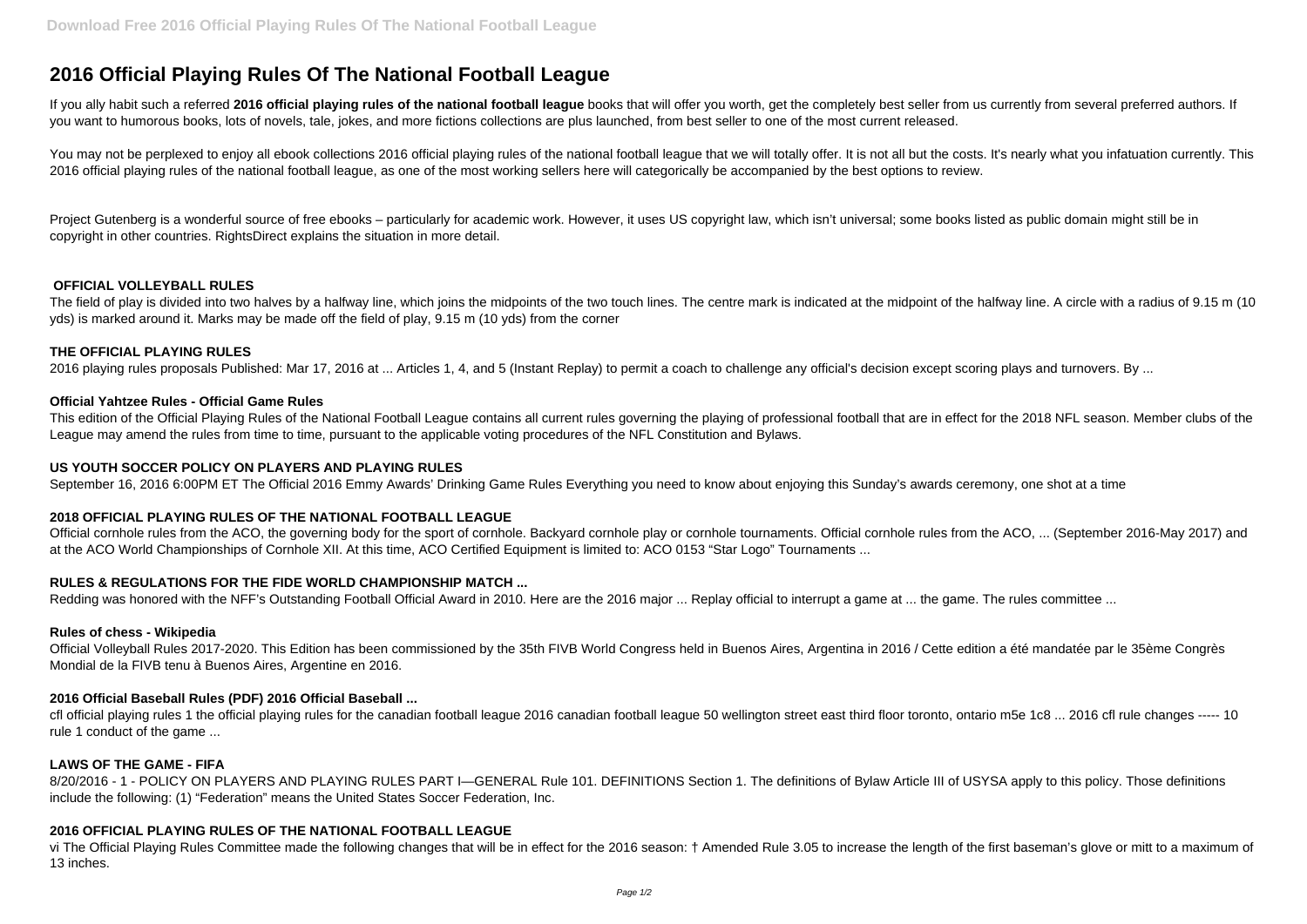# 2016 Official Playing Rules Of The National Football League

If you ally habit such a referred **2016 official playing rules of the national football league** books that will offer you worth, get the completely best seller from us currently from several preferred authors. If you want to humorous books, lots of novels, tale, jokes, and more fictions collections are plus launched, from best seller to one of the most current released.

You may not be perplexed to enjoy all ebook collections 2016 official playing rules of the national football league that we will totally offer. It is not all but the costs. It's nearly what you infatuation currently. This 2016 official playing rules of the national football league, as one of the most working sellers here will categorically be accompanied by the best options to review.

Project Gutenberg is a wonderful source of free ebooks – particularly for academic work. However, it uses US copyright law, which isn't universal; some books listed as public domain might still be in copyright in other countries. RightsDirect explains the situation in more detail.

### OFFICIAL VOLLEYBALL RULES

The field of play is divided into two halves by a halfway line, which joins the midpoints of the two touch lines. The centre mark is indicated at the midpoint of the halfway line. A circle with a radius of 9.15 m (10 yds) is marked around it. Marks may be made off the field of play, 9.15 m (10 yds) from the corner

### THE OFFICIAL PLAYING RULES

2016 playing rules proposals Published: Mar 17, 2016 at ... Articles 1, 4, and 5 (Instant Replay) to permit a coach to challenge any official's decision except scoring plays and turnovers. By ...

### Official Yahtzee Rules - Official Game Rules

This edition of the Official Playing Rules of the National Football League contains all current rules governing the playing of professional football that are in effect for the 2018 NFL season. Member clubs of the League may amend the rules from time to time, pursuant to the applicable voting procedures of the NFL Constitution and Bylaws.

### US YOUTH SOCCER POLICY ON PLAYERS AND PLAYING RULES

September 16, 2016 6:00PM ET The Official 2016 Emmy Awards' Drinking Game Rules Everything you need to know about enjoying this Sunday's awards ceremony, one shot at a time

### 2018 OFFICIAL PLAYING RULES OF THE NATIONAL FOOTBALL LEAGUE

Official cornhole rules from the ACO, the governing body for the sport of cornhole. Backyard cornhole play or cornhole tournaments. Official cornhole rules from the ACO, ... (September 2016-May 2017) and at the ACO World Championships of Cornhole XII. At this time, ACO Certified Equipment is limited to: ACO 0153 "Star Logo" Tournaments ...

### RULES & REGULATIONS FOR THE FIDE WORLD CHAMPIONSHIP MATCH ...

Redding was honored with the NFF's Outstanding Football Official Award in 2010. Here are the 2016 major ... Replay official to interrupt a game at ... the game. The rules committee ...

### Rules of chess - Wikipedia

Official Volleyball Rules 2017-2020. This Edition has been commissioned by the 35th FIVB World Congress held in Buenos Aires, Argentina in 2016 / Cette edition a été mandatée par le 35ème Congrès Mondial de la FIVB tenu à Buenos Aires, Argentine en 2016.

### 2016 Official Baseball Rules (PDF) 2016 Official Baseball ...

cfl official playing rules 1 the official playing rules for the canadian football league 2016 canadian football league 50 wellington street east third floor toronto, ontario m5e 1c8 ... 2016 cfl rule changes ----- 10 rule 1 conduct of the game ...

### LAWS OF THE GAME - FIFA

8/20/2016 - 1 - POLICY ON PLAYERS AND PLAYING RULES PART I—GENERAL Rule 101. DEFINITIONS Section 1. The definitions of Bylaw Article III of USYSA apply to this policy. Those definitions include the following: (1) "Federation" means the United States Soccer Federation, Inc.

### 2016 OFFICIAL PLAYING RULES OF THE NATIONAL FOOTBALL LEAGUE

vi The Official Playing Rules Committee made the following changes that will be in effect for the 2016 season: † Amended Rule 3.05 to increase the length of the first baseman's glove or mitt to a maximum of 13 inches.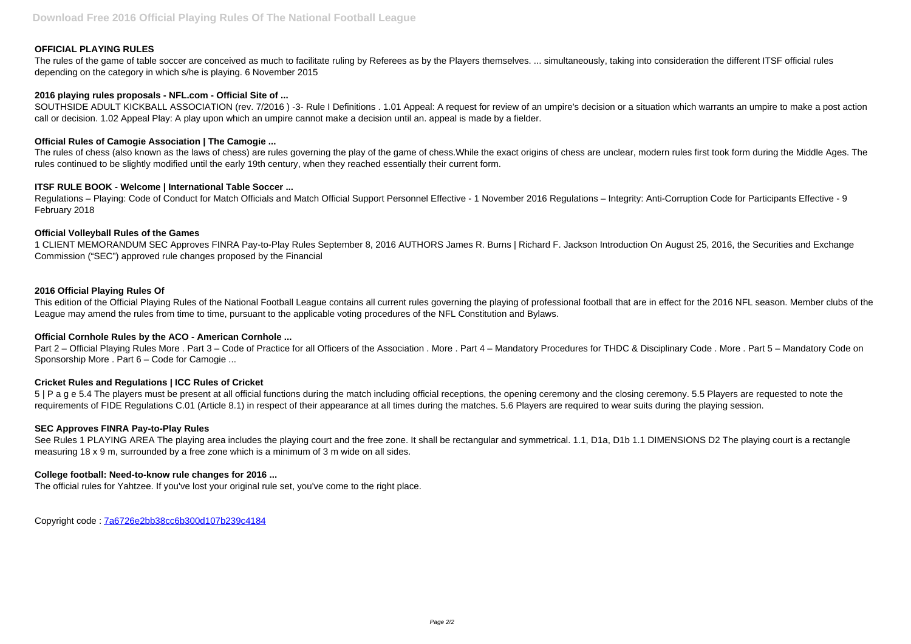### OFFICIAL PLAYING RULES

The rules of the game of table soccer are conceived as much to facilitate ruling by Referees as by the Players themselves. ... simultaneously, taking into consideration the different ITSF official rules depending on the category in which s/he is playing. 6 November 2015

### 2016 playing rules proposals - NFL.com - Official Site of ...

SOUTHSIDE ADULT KICKBALL ASSOCIATION (rev. 7/2016 ) -3- Rule I Definitions . 1.01 Appeal: A request for review of an umpire's decision or a situation which warrants an umpire to make a post action call or decision. 1.02 Appeal Play: A play upon which an umpire cannot make a decision until an. appeal is made by a fielder.

### Official Rules of Camogie Association | The Camogie ...

The rules of chess (also known as the laws of chess) are rules governing the play of the game of chess.While the exact origins of chess are unclear, modern rules first took form during the Middle Ages. The rules continued to be slightly modified until the early 19th century, when they reached essentially their current form.

### ITSF RULE BOOK - Welcome | International Table Soccer ...

Regulations – Playing: Code of Conduct for Match Officials and Match Official Support Personnel Effective - 1 November 2016 Regulations – Integrity: Anti-Corruption Code for Participants Effective - 9 February 2018

### Official Volleyball Rules of the Games

1 CLIENT MEMORANDUM SEC Approves FINRA Pay-to-Play Rules September 8, 2016 AUTHORS James R. Burns | Richard F. Jackson Introduction On August 25, 2016, the Securities and Exchange Commission ("SEC") approved rule changes proposed by the Financial

### 2016 Official Playing Rules Of

This edition of the Official Playing Rules of the National Football League contains all current rules governing the playing of professional football that are in effect for the 2016 NFL season. Member clubs of the League may amend the rules from time to time, pursuant to the applicable voting procedures of the NFL Constitution and Bylaws.

### Official Cornhole Rules by the ACO - American Cornhole ...

Part 2 – Official Playing Rules More . Part 3 – Code of Practice for all Officers of the Association . More . Part 4 – Mandatory Procedures for THDC & Disciplinary Code . More . Part 5 – Mandatory Code on Sponsorship More . Part 6 – Code for Camogie ...

### Cricket Rules and Regulations | ICC Rules of Cricket

5 | P a g e 5.4 The players must be present at all official functions during the match including official receptions, the opening ceremony and the closing ceremony. 5.5 Players are requested to note the requirements of FIDE Regulations C.01 (Article 8.1) in respect of their appearance at all times during the matches. 5.6 Players are required to wear suits during the playing session.

### SEC Approves FINRA Pay-to-Play Rules

See Rules 1 PLAYING AREA The playing area includes the playing court and the free zone. It shall be rectangular and symmetrical. 1.1, D1a, D1b 1.1 DIMENSIONS D2 The playing court is a rectangle measuring 18 x 9 m, surrounded by a free zone which is a minimum of 3 m wide on all sides.

### College football: Need-to-know rule changes for 2016 ...

The official rules for Yahtzee. If you've lost your original rule set, you've come to the right place.

Copyright code : 7a6726e2bb38cc6b300d107b239c4184